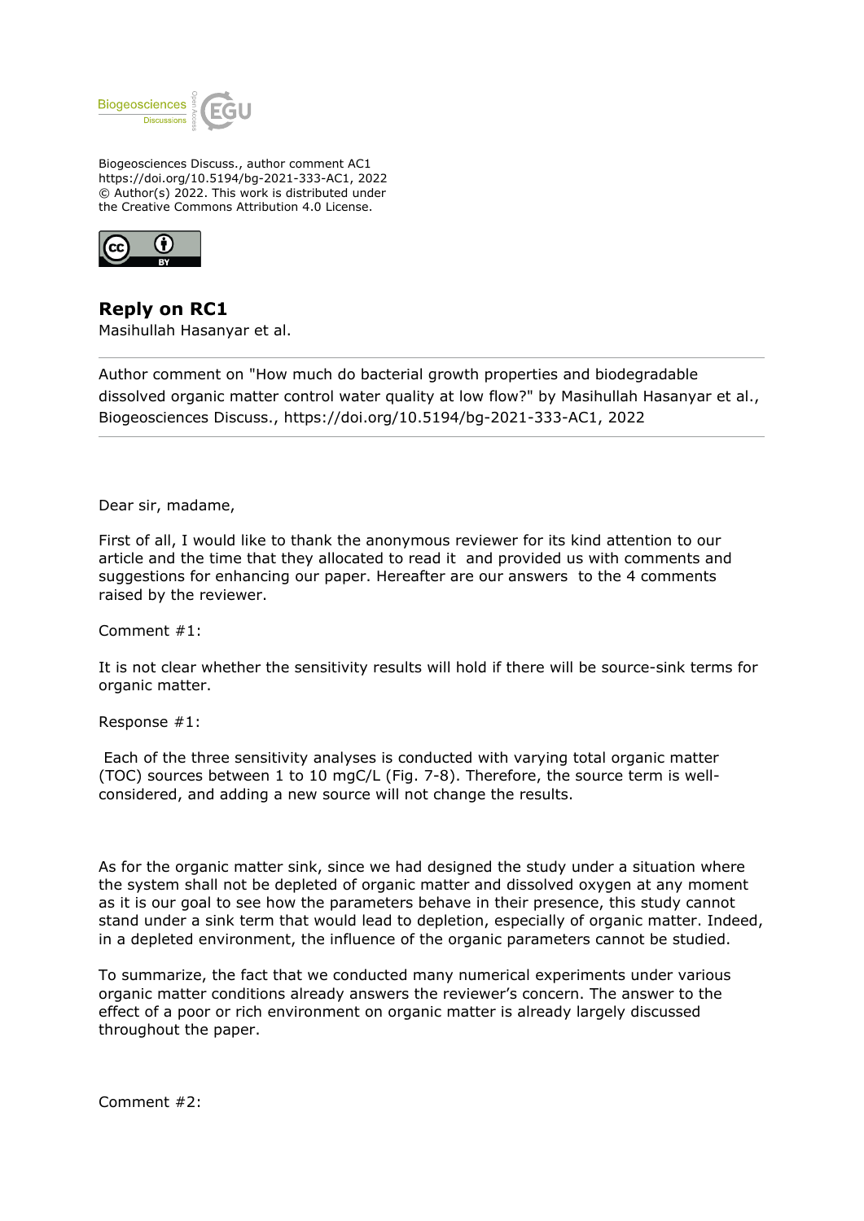Biogeosciences Discuss., author comment AC1
https://doi.org/10.5194/bg-2021-333-AC1, 2022
© Author(s) 2022. This work is distributed under
the Creative Commons Attribution 4.0 License.

## Reply on RC1

Masihullah Hasanyar et al.

---

Author comment on "How much do bacterial growth properties and biodegradable dissolved organic matter control water quality at low flow?" by Masihullah Hasanyar et al., Biogeosciences Discuss., https://doi.org/10.5194/bg-2021-333-AC1, 2022

---

Dear sir, madame,

First of all, I would like to thank the anonymous reviewer for its kind attention to our article and the time that they allocated to read it and provided us with comments and suggestions for enhancing our paper. Hereafter are our answers to the 4 comments raised by the reviewer.

Comment #1:

It is not clear whether the sensitivity results will hold if there will be source-sink terms for organic matter.

Response #1:

Each of the three sensitivity analyses is conducted with varying total organic matter (TOC) sources between 1 to 10 mgC/L (Fig. 7-8). Therefore, the source term is well-considered, and adding a new source will not change the results.

As for the organic matter sink, since we had designed the study under a situation where the system shall not be depleted of organic matter and dissolved oxygen at any moment as it is our goal to see how the parameters behave in their presence, this study cannot stand under a sink term that would lead to depletion, especially of organic matter. Indeed, in a depleted environment, the influence of the organic parameters cannot be studied.

To summarize, the fact that we conducted many numerical experiments under various organic matter conditions already answers the reviewer's concern. The answer to the effect of a poor or rich environment on organic matter is already largely discussed throughout the paper.

Comment #2: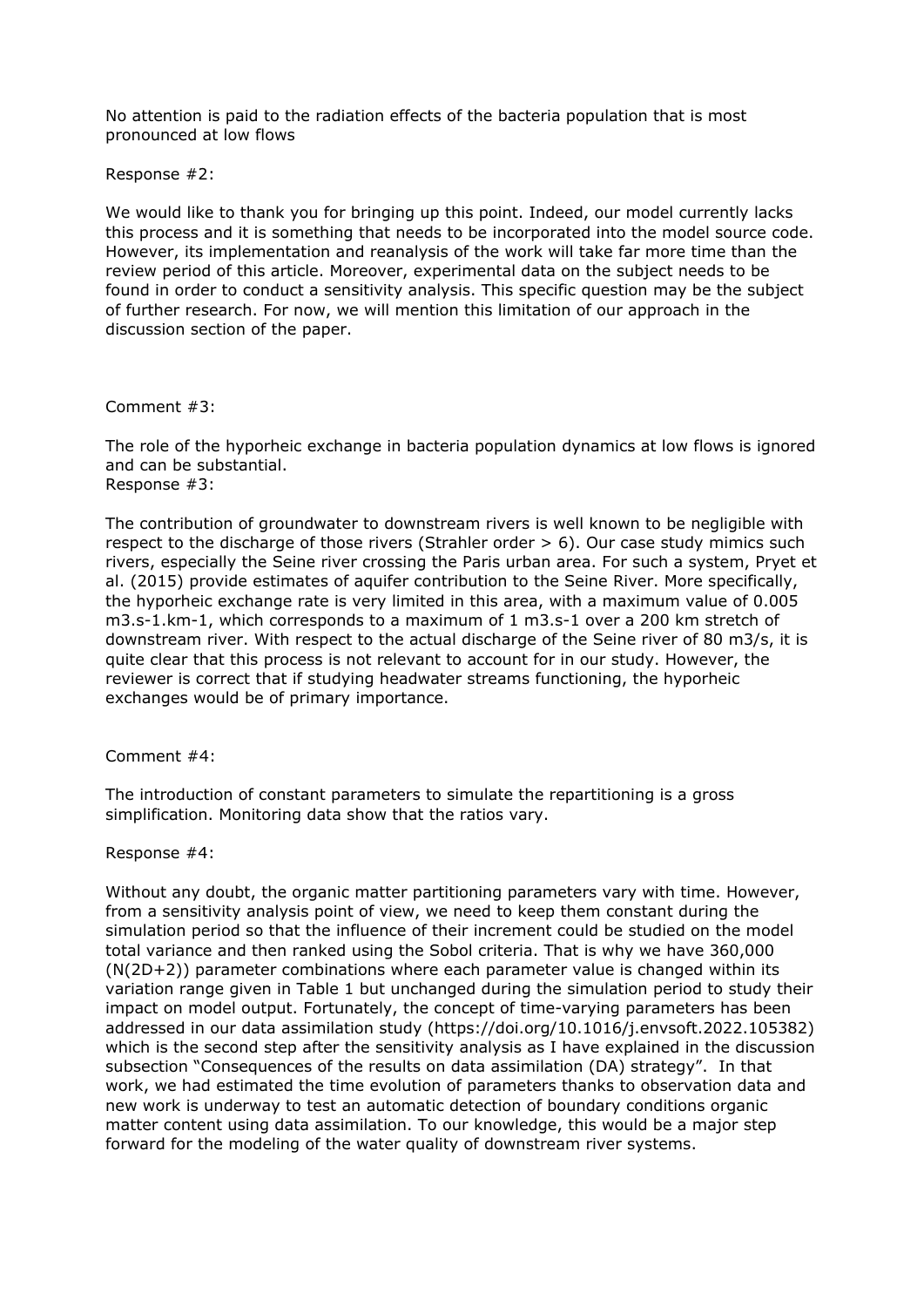No attention is paid to the radiation effects of the bacteria population that is most pronounced at low flows

Response #2:

We would like to thank you for bringing up this point. Indeed, our model currently lacks this process and it is something that needs to be incorporated into the model source code. However, its implementation and reanalysis of the work will take far more time than the review period of this article. Moreover, experimental data on the subject needs to be found in order to conduct a sensitivity analysis. This specific question may be the subject of further research. For now, we will mention this limitation of our approach in the discussion section of the paper.

Comment #3:

The role of the hyporheic exchange in bacteria population dynamics at low flows is ignored and can be substantial.

Response #3:

The contribution of groundwater to downstream rivers is well known to be negligible with respect to the discharge of those rivers (Strahler order > 6). Our case study mimics such rivers, especially the Seine river crossing the Paris urban area. For such a system, Pryet et al. (2015) provide estimates of aquifer contribution to the Seine River. More specifically, the hyporheic exchange rate is very limited in this area, with a maximum value of 0.005 $m^3.s^{-1}.km^{-1}$, which corresponds to a maximum of 1 $m^3.s^{-1}$ over a 200 km stretch of downstream river. With respect to the actual discharge of the Seine river of 80 $m^3/s$, it is quite clear that this process is not relevant to account for in our study. However, the reviewer is correct that if studying headwater streams functioning, the hyporheic exchanges would be of primary importance.

Comment #4:

The introduction of constant parameters to simulate the repartitioning is a gross simplification. Monitoring data show that the ratios vary.

Response #4:

Without any doubt, the organic matter partitioning parameters vary with time. However, from a sensitivity analysis point of view, we need to keep them constant during the simulation period so that the influence of their increment could be studied on the model total variance and then ranked using the Sobol criteria. That is why we have 360,000 ($N(2D+2)$) parameter combinations where each parameter value is changed within its variation range given in Table 1 but unchanged during the simulation period to study their impact on model output. Fortunately, the concept of time-varying parameters has been addressed in our data assimilation study (https://doi.org/10.1016/j.envsoft.2022.105382) which is the second step after the sensitivity analysis as I have explained in the discussion subsection "Consequences of the results on data assimilation (DA) strategy". In that work, we had estimated the time evolution of parameters thanks to observation data and new work is underway to test an automatic detection of boundary conditions organic matter content using data assimilation. To our knowledge, this would be a major step forward for the modeling of the water quality of downstream river systems.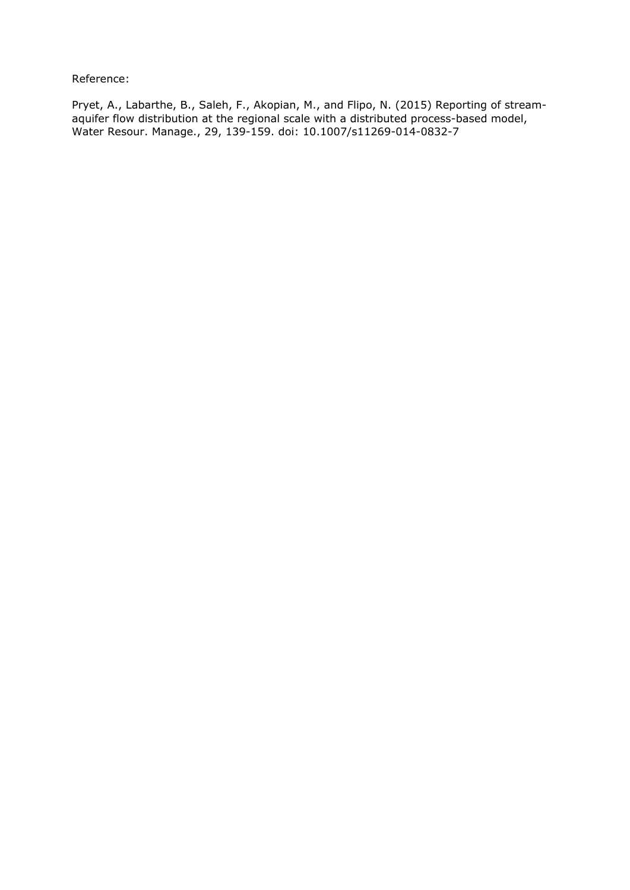Reference:

Pryet, A., Labarthe, B., Saleh, F., Akopian, M., and Flipo, N. (2015) Reporting of stream-aquifer flow distribution at the regional scale with a distributed process-based model, Water Resour. Manage., 29, 139-159. doi: 10.1007/s11269-014-0832-7